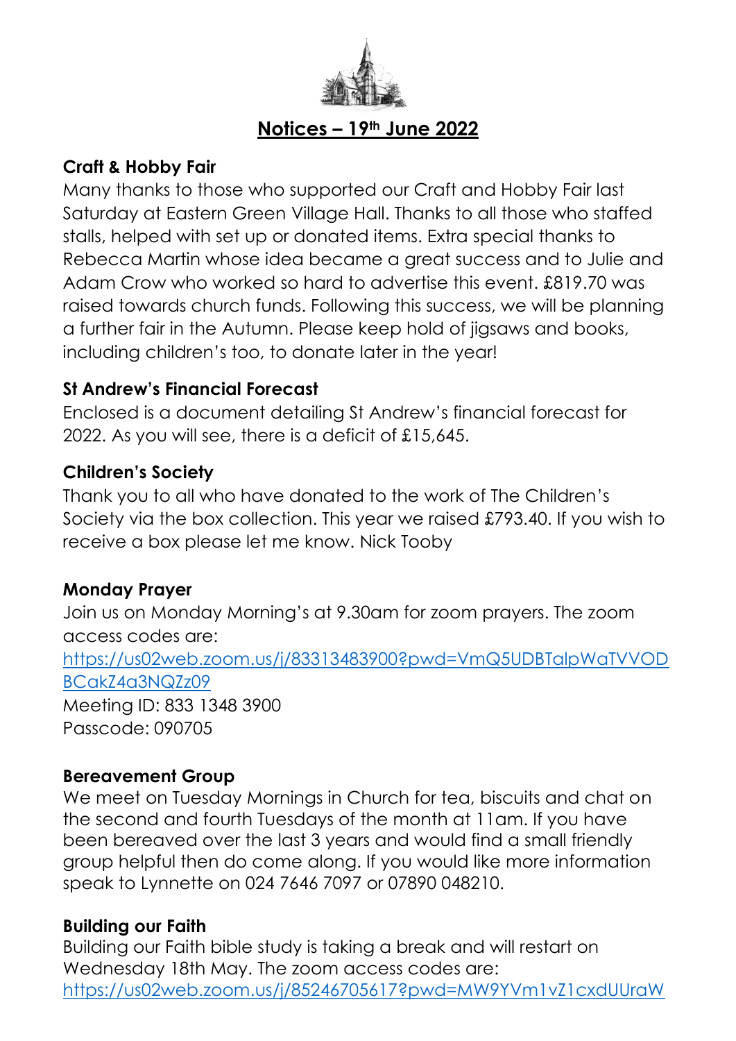# Notices – 19th June 2022

**Craft & Hobby Fair**

Many thanks to those who supported our Craft and Hobby Fair last Saturday at Eastern Green Village Hall. Thanks to all those who staffed stalls, helped with set up or donated items. Extra special thanks to Rebecca Martin whose idea became a great success and to Julie and Adam Crow who worked so hard to advertise this event. £819.70 was raised towards church funds. Following this success, we will be planning a further fair in the Autumn. Please keep hold of jigsaws and books, including children's too, to donate later in the year!

**St Andrew's Financial Forecast**

Enclosed is a document detailing St Andrew's financial forecast for 2022. As you will see, there is a deficit of £15,645.

**Children's Society**

Thank you to all who have donated to the work of The Children's Society via the box collection. This year we raised £793.40. If you wish to receive a box please let me know. Nick Tooby

**Monday Prayer**

Join us on Monday Morning's at 9.30am for zoom prayers. The zoom access codes are:
https://us02web.zoom.us/j/83313483900?pwd=VmQ5UDBTalpWaTVVODBCakZ4a3NQZz09
Meeting ID: 833 1348 3900
Passcode: 090705

**Bereavement Group**

We meet on Tuesday Mornings in Church for tea, biscuits and chat on the second and fourth Tuesdays of the month at 11am. If you have been bereaved over the last 3 years and would find a small friendly group helpful then do come along. If you would like more information speak to Lynnette on 024 7646 7097 or 07890 048210.

**Building our Faith**

Building our Faith bible study is taking a break and will restart on Wednesday 18th May. The zoom access codes are:
https://us02web.zoom.us/j/85246705617?pwd=MW9YVm1vZ1cxdUUraW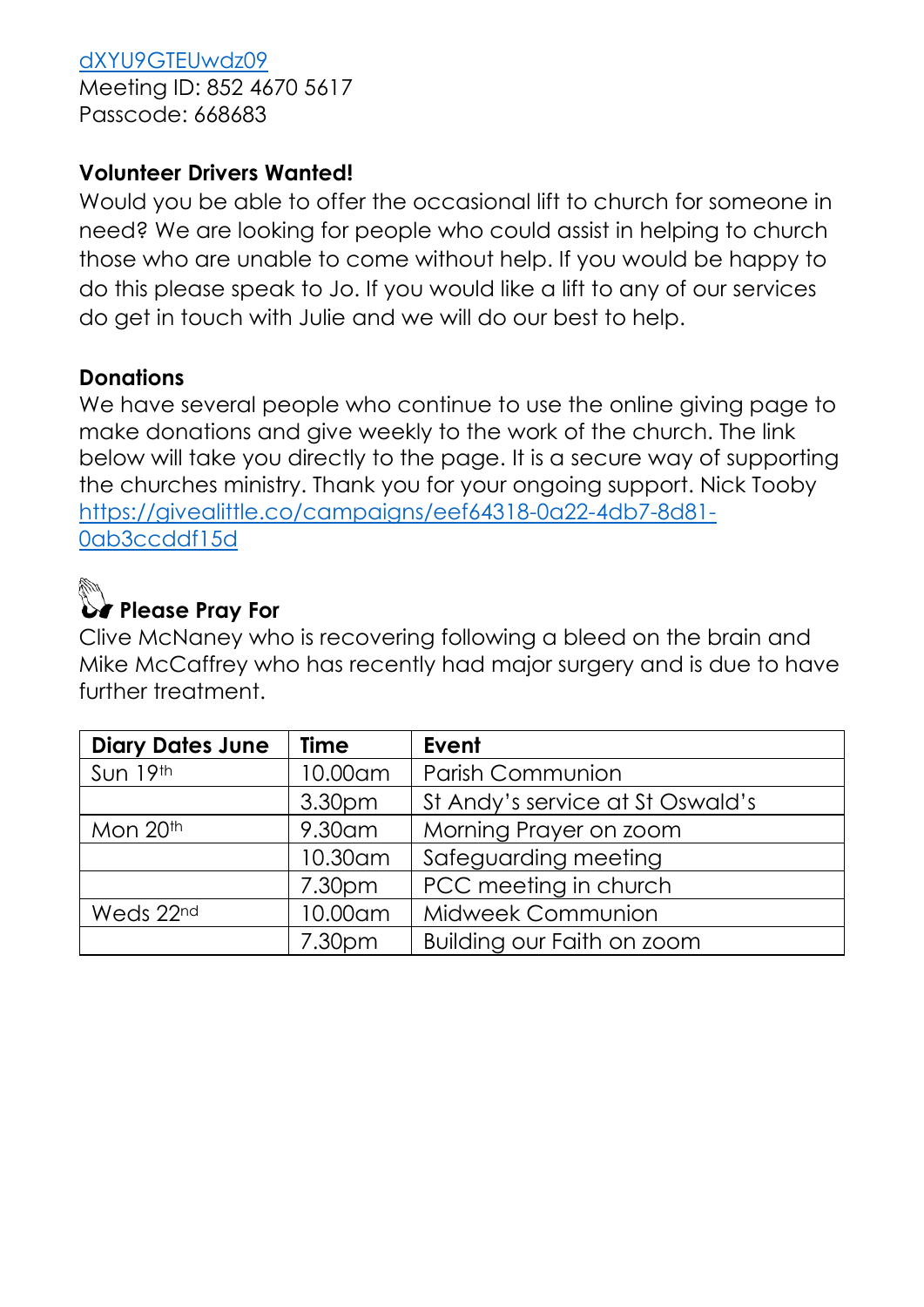dXYU9GTEUwdz09
Meeting ID: 852 4670 5617
Passcode: 668683

**Volunteer Drivers Wanted!**

Would you be able to offer the occasional lift to church for someone in need? We are looking for people who could assist in helping to church those who are unable to come without help. If you would be happy to do this please speak to Jo. If you would like a lift to any of our services do get in touch with Julie and we will do our best to help.

**Donations**

We have several people who continue to use the online giving page to make donations and give weekly to the work of the church. The link below will take you directly to the page. It is a secure way of supporting the churches ministry. Thank you for your ongoing support. Nick Tooby
https://givealittle.co/campaigns/eef64318-0a22-4db7-8d81-0ab3ccddf15d

**🙏 Please Pray For**

Clive McNaney who is recovering following a bleed on the brain and Mike McCaffrey who has recently had major surgery and is due to have further treatment.

| **Diary Dates June** | **Time** | **Event** |
|---|---|---|
| Sun 19th | 10.00am | Parish Communion |
| | 3.30pm | St Andy's service at St Oswald's |
| Mon 20th | 9.30am | Morning Prayer on zoom |
| | 10.30am | Safeguarding meeting |
| | 7.30pm | PCC meeting in church |
| Weds 22nd | 10.00am | Midweek Communion |
| | 7.30pm | Building our Faith on zoom |